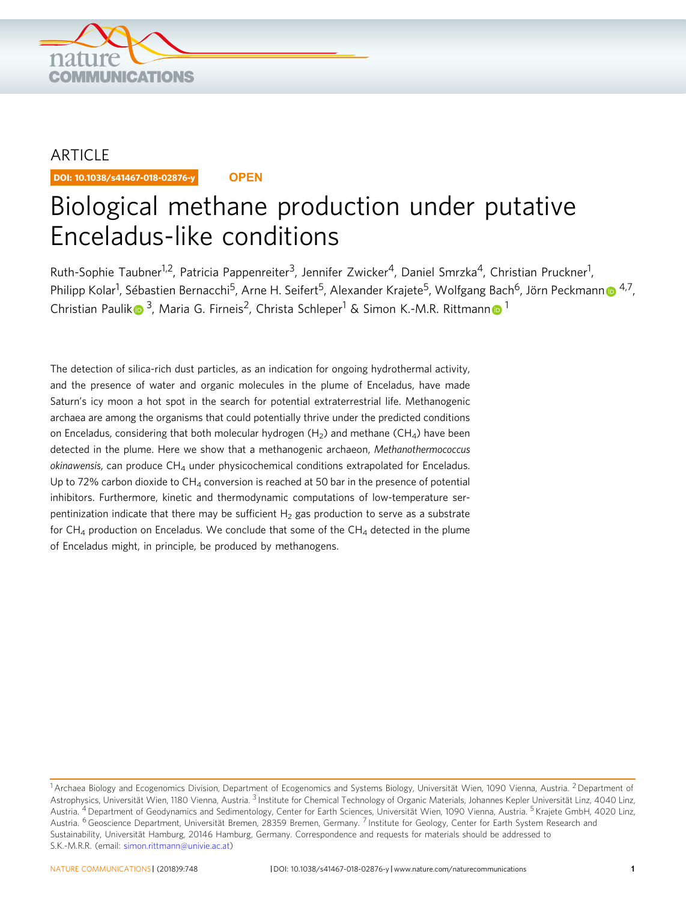ARTICLE

DOI: 10.1038/s41467-018-02876-y OPEN

# Biological methane production under putative Enceladus-like conditions

Ruth-Sophie Taubner[1,2], Patricia Pappenreiter[3], Jennifer Zwicker[4], Daniel Smrzka[4], Christian Pruckner[1], Philipp Kolar[1], Sébastien Bernacchi[5], Arne H. Seifert[5], Alexander Krajete[5], Wolfgang Bach[6], Jörn Peckmann[4,7], Christian Paulik[3], Maria G. Firneis[2], Christa Schleper[1] & Simon K.-M.R. Rittmann[1]

The detection of silica-rich dust particles, as an indication for ongoing hydrothermal activity, and the presence of water and organic molecules in the plume of Enceladus, have made Saturn's icy moon a hot spot in the search for potential extraterrestrial life. Methanogenic archaea are among the organisms that could potentially thrive under the predicted conditions on Enceladus, considering that both molecular hydrogen ($H_2$) and methane ($CH_4$) have been detected in the plume. Here we show that a methanogenic archaeon, *Methanothermococcus okinawensis*, can produce $CH_4$ under physicochemical conditions extrapolated for Enceladus. Up to 72% carbon dioxide to $CH_4$ conversion is reached at 50 bar in the presence of potential inhibitors. Furthermore, kinetic and thermodynamic computations of low-temperature serpentinization indicate that there may be sufficient $H_2$ gas production to serve as a substrate for $CH_4$ production on Enceladus. We conclude that some of the $CH_4$ detected in the plume of Enceladus might, in principle, be produced by methanogens.

[1] Archaea Biology and Ecogenomics Division, Department of Ecogenomics and Systems Biology, Universität Wien, 1090 Vienna, Austria. [2] Department of Astrophysics, Universität Wien, 1180 Vienna, Austria. [3] Institute for Chemical Technology of Organic Materials, Johannes Kepler Universität Linz, 4040 Linz, Austria. [4] Department of Geodynamics and Sedimentology, Center for Earth Sciences, Universität Wien, 1090 Vienna, Austria. [5] Krajete GmbH, 4020 Linz, Austria. [6] Geoscience Department, Universität Bremen, 28359 Bremen, Germany. [7] Institute for Geology, Center for Earth System Research and Sustainability, Universität Hamburg, 20146 Hamburg, Germany. Correspondence and requests for materials should be addressed to S.K.-M.R.R. (email: simon.rittmann@univie.ac.at)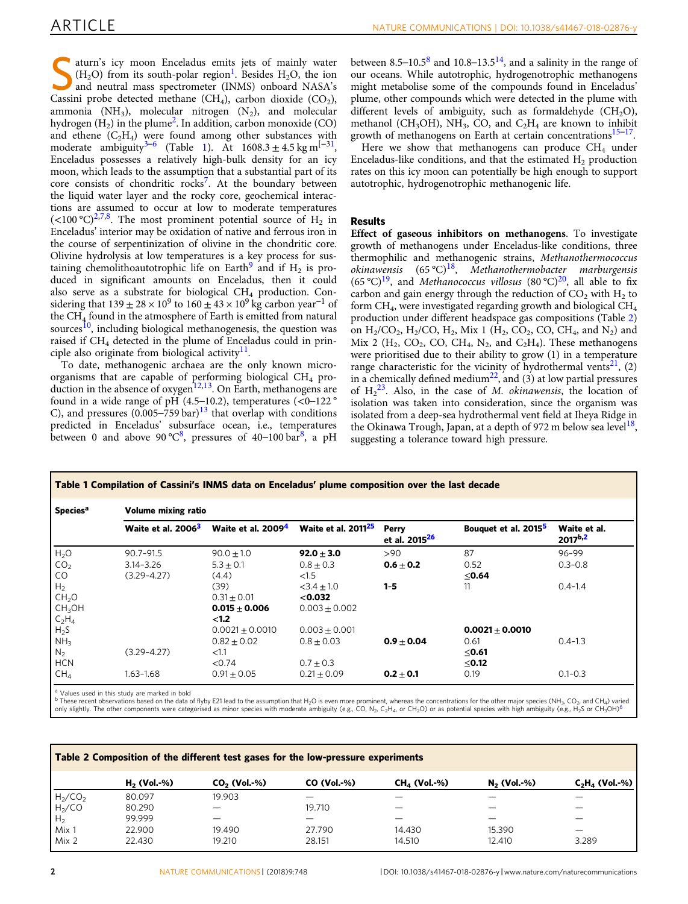Saturn's icy moon Enceladus emits jets of mainly water ($H_2O$) from its south-polar region[1]. Besides $H_2O$, the ion and neutral mass spectrometer (INMS) onboard NASA's Cassini probe detected methane ($CH_4$), carbon dioxide ($CO_2$), ammonia ($NH_3$), molecular nitrogen ($N_2$), and molecular hydrogen ($H_2$) in the plume[2]. In addition, carbon monoxide (CO) and ethene ($C_2H_4$) were found among other substances with moderate ambiguity[3–6] (Table 1). At $1608.3 \pm 4.5$ kg m$^{-3}$[1], Enceladus possesses a relatively high-bulk density for an icy moon, which leads to the assumption that a substantial part of its core consists of chondritic rocks[7]. At the boundary between the liquid water layer and the rocky core, geochemical interactions are assumed to occur at low to moderate temperatures (<100 °C)[2,7,8]. The most prominent potential source of $H_2$ in Enceladus' interior may be oxidation of native and ferrous iron in the course of serpentinization of olivine in the chondritic core. Olivine hydrolysis at low temperatures is a key process for sustaining chemolithoautotrophic life on Earth[9] and if $H_2$ is produced in significant amounts on Enceladus, then it could also serve as a substrate for biological $CH_4$ production. Considering that $139 \pm 28 \times 10^9$ to $160 \pm 43 \times 10^9$ kg carbon year$^{-1}$ of the $CH_4$ found in the atmosphere of Earth is emitted from natural sources[10], including biological methanogenesis, the question was raised if $CH_4$ detected in the plume of Enceladus could in principle also originate from biological activity[11].

To date, methanogenic archaea are the only known microorganisms that are capable of performing biological $CH_4$ production in the absence of oxygen[12,13]. On Earth, methanogens are found in a wide range of pH (4.5–10.2), temperatures (<0–122 °C), and pressures (0.005–759 bar)[13] that overlap with conditions predicted in Enceladus' subsurface ocean, i.e., temperatures between 0 and above 90 °C[8], pressures of 40–100 bar[8], a pH between 8.5–10.5[8] and 10.8–13.5[14], and a salinity in the range of our oceans. While autotrophic, hydrogenotrophic methanogens might metabolise some of the compounds found in Enceladus' plume, other compounds which were detected in the plume with different levels of ambiguity, such as formaldehyde ($CH_2O$), methanol ($CH_3OH$), $NH_3$, CO, and $C_2H_4$ are known to inhibit growth of methanogens on Earth at certain concentrations[15–17].

Here we show that methanogens can produce $CH_4$ under Enceladus-like conditions, and that the estimated $H_2$ production rates on this icy moon can potentially be high enough to support autotrophic, hydrogenotrophic methanogenic life.

## Results

**Effect of gaseous inhibitors on methanogens**. To investigate growth of methanogens under Enceladus-like conditions, three thermophilic and methanogenic strains, *Methanothermococcus okinawensis* (65 °C)[18], *Methanothermobacter marburgensis* (65 °C)[19], and *Methanococcus villosus* (80 °C)[20], all able to fix carbon and gain energy through the reduction of $CO_2$ with $H_2$ to form $CH_4$, were investigated regarding growth and biological $CH_4$ production under different headspace gas compositions (Table 2) on $H_2/CO_2$, $H_2$/CO, $H_2$, Mix 1 ($H_2$, $CO_2$, CO, $CH_4$, and $N_2$) and Mix 2 ($H_2$, $CO_2$, CO, $CH_4$, $N_2$, and $C_2H_4$). These methanogens were prioritised due to their ability to grow (1) in a temperature range characteristic for the vicinity of hydrothermal vents[21], (2) in a chemically defined medium[22], and (3) at low partial pressures of $H_2$[23]. Also, in the case of *M. okinawensis*, the location of isolation was taken into consideration, since the organism was isolated from a deep-sea hydrothermal vent field at Iheya Ridge in the Okinawa Trough, Japan, at a depth of 972 m below sea level[18], suggesting a tolerance toward high pressure.

**Table 1 Compilation of Cassini's INMS data on Enceladus' plume composition over the last decade**

| Species[a] | Volume mixing ratio | | | | | |
|---|---|---|---|---|---|---|
| | Waite et al. 2006[3] | Waite et al. 2009[4] | Waite et al. 2011[25] | Perry et al. 2015[26] | Bouquet et al. 2015[5] | Waite et al. 2017[b,2] |
| $H_2O$ | 90.7–91.5 | $90.0 \pm 1.0$ | **$92.0 \pm 3.0$** | >90 | 87 | 96–99 |
| $CO_2$ | 3.14–3.26 | $5.3 \pm 0.1$ | $0.8 \pm 0.3$ | **$0.6 \pm 0.2$** | 0.52 | 0.3–0.8 |
| CO | (3.29–4.27) | (4.4) | <1.5 | | **≤0.64** | |
| $H_2$ | | (39) | $<3.4 \pm 1.0$ | **1–5** | 11 | 0.4–1.4 |
| $CH_2O$ | | $0.31 \pm 0.01$ | **<0.032** | | | |
| $CH_3OH$ | | **$0.015 \pm 0.006$** | $0.003 \pm 0.002$ | | | |
| $C_2H_4$ | | **<1.2** | | | | |
| $H_2S$ | | $0.0021 \pm 0.0010$ | $0.003 \pm 0.001$ | | **$0.0021 \pm 0.0010$** | |
| $NH_3$ | | $0.82 \pm 0.02$ | $0.8 \pm 0.03$ | **$0.9 \pm 0.04$** | 0.61 | 0.4–1.3 |
| $N_2$ | (3.29–4.27) | <1.1 | | | **≤0.61** | |
| HCN | | <0.74 | $0.7 \pm 0.3$ | | **≤0.12** | |
| $CH_4$ | 1.63–1.68 | $0.91 \pm 0.05$ | $0.21 \pm 0.09$ | **$0.2 \pm 0.1$** | 0.19 | 0.1–0.3 |

[a] Values used in this study are marked in bold
[b] These recent observations based on the data of flyby E21 lead to the assumption that $H_2O$ is even more prominent, whereas the concentrations for the other major species ($NH_3$, $CO_2$, and $CH_4$) varied only slightly. The other components were categorised as minor species with moderate ambiguity (e.g., CO, $N_2$, $C_2H_4$, or $CH_2O$) or as potential species with high ambiguity (e.g., $H_2S$ or $CH_3OH$)[6]

**Table 2 Composition of the different test gases for the low-pressure experiments**

| | $H_2$ (Vol.-%) | $CO_2$ (Vol.-%) | CO (Vol.-%) | $CH_4$ (Vol.-%) | $N_2$ (Vol.-%) | $C_2H_4$ (Vol.-%) |
|---|---|---|---|---|---|---|
| $H_2/CO_2$ | 80.097 | 19.903 | — | — | — | — |
| $H_2$/CO | 80.290 | — | 19.710 | — | — | — |
| $H_2$ | 99.999 | — | — | — | — | — |
| Mix 1 | 22.900 | 19.490 | 27.790 | 14.430 | 15.390 | — |
| Mix 2 | 22.430 | 19.210 | 28.151 | 14.510 | 12.410 | 3.289 |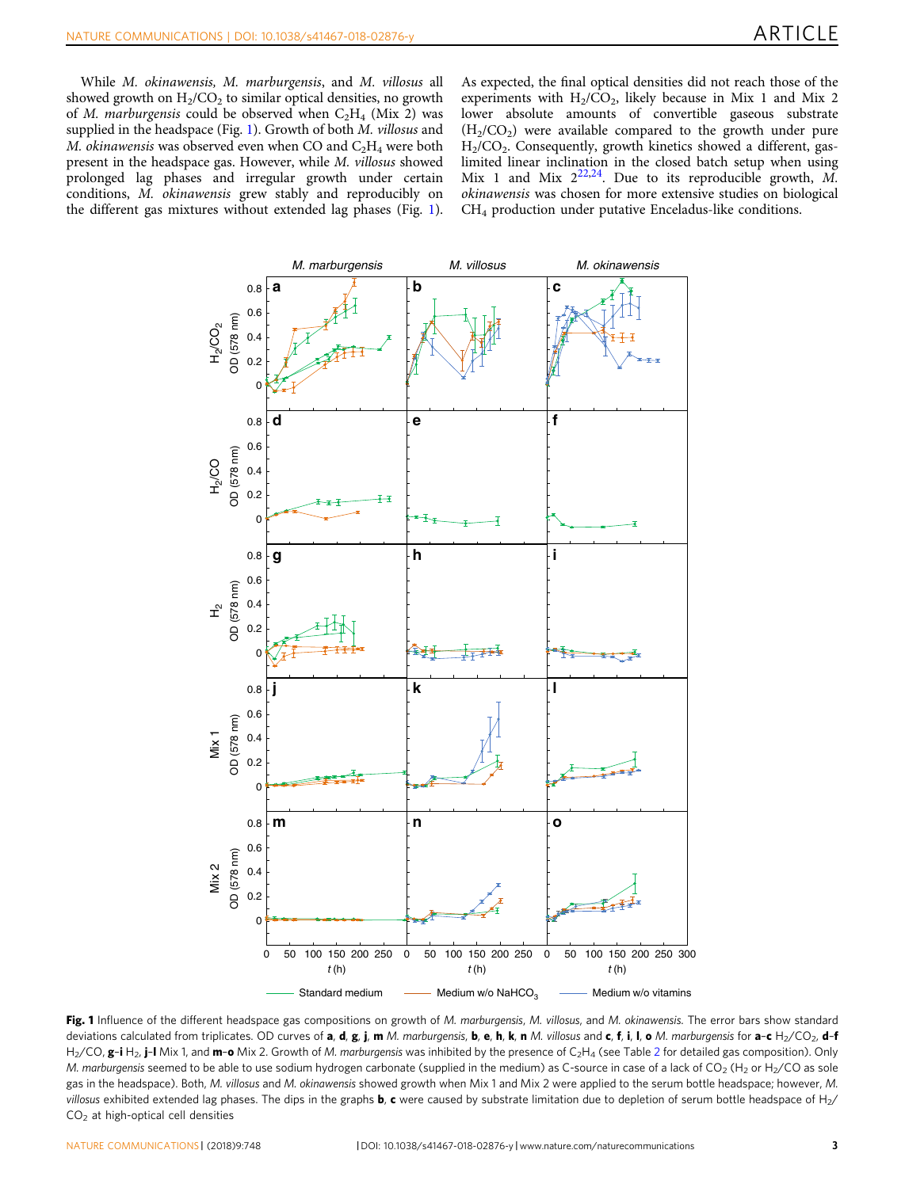While *M. okinawensis*, *M. marburgensis*, and *M. villosus* all showed growth on $H_2/CO_2$ to similar optical densities, no growth of *M. marburgensis* could be observed when $C_2H_4$ (Mix 2) was supplied in the headspace (Fig. 1). Growth of both *M. villosus* and *M. okinawensis* was observed even when CO and $C_2H_4$ were both present in the headspace gas. However, while *M. villosus* showed prolonged lag phases and irregular growth under certain conditions, *M. okinawensis* grew stably and reproducibly on the different gas mixtures without extended lag phases (Fig. 1). As expected, the final optical densities did not reach those of the experiments with $H_2/CO_2$, likely because in Mix 1 and Mix 2 lower absolute amounts of convertible gaseous substrate ($H_2/CO_2$) were available compared to the growth under pure $H_2/CO_2$. Consequently, growth kinetics showed a different, gas-limited linear inclination in the closed batch setup when using Mix 1 and Mix 2[22,24]. Due to its reproducible growth, *M. okinawensis* was chosen for more extensive studies on biological $CH_4$ production under putative Enceladus-like conditions.

**Fig. 1** Influence of the different headspace gas compositions on growth of *M. marburgensis*, *M. villosus*, and *M. okinawensis*. The error bars show standard deviations calculated from triplicates. OD curves of **a**, **d**, **g**, **j**, **m** *M. marburgensis*, **b**, **e**, **h**, **k**, **n** *M. villosus* and **c**, **f**, **i**, **l**, **o** *M. marburgensis* for **a**–**c** $H_2/CO_2$, **d**–**f** $H_2/CO$, **g**–**i** $H_2$, **j**–**l** Mix 1, and **m**–**o** Mix 2. Growth of *M. marburgensis* was inhibited by the presence of $C_2H_4$ (see Table 2 for detailed gas composition). Only *M. marburgensis* seemed to be able to use sodium hydrogen carbonate (supplied in the medium) as C-source in case of a lack of $CO_2$ ($H_2$ or $H_2/CO$ as sole gas in the headspace). Both, *M. villosus* and *M. okinawensis* showed growth when Mix 1 and Mix 2 were applied to the serum bottle headspace; however, *M. villosus* exhibited extended lag phases. The dips in the graphs **b**, **c** were caused by substrate limitation due to depletion of serum bottle headspace of $H_2/CO_2$ at high-optical cell densities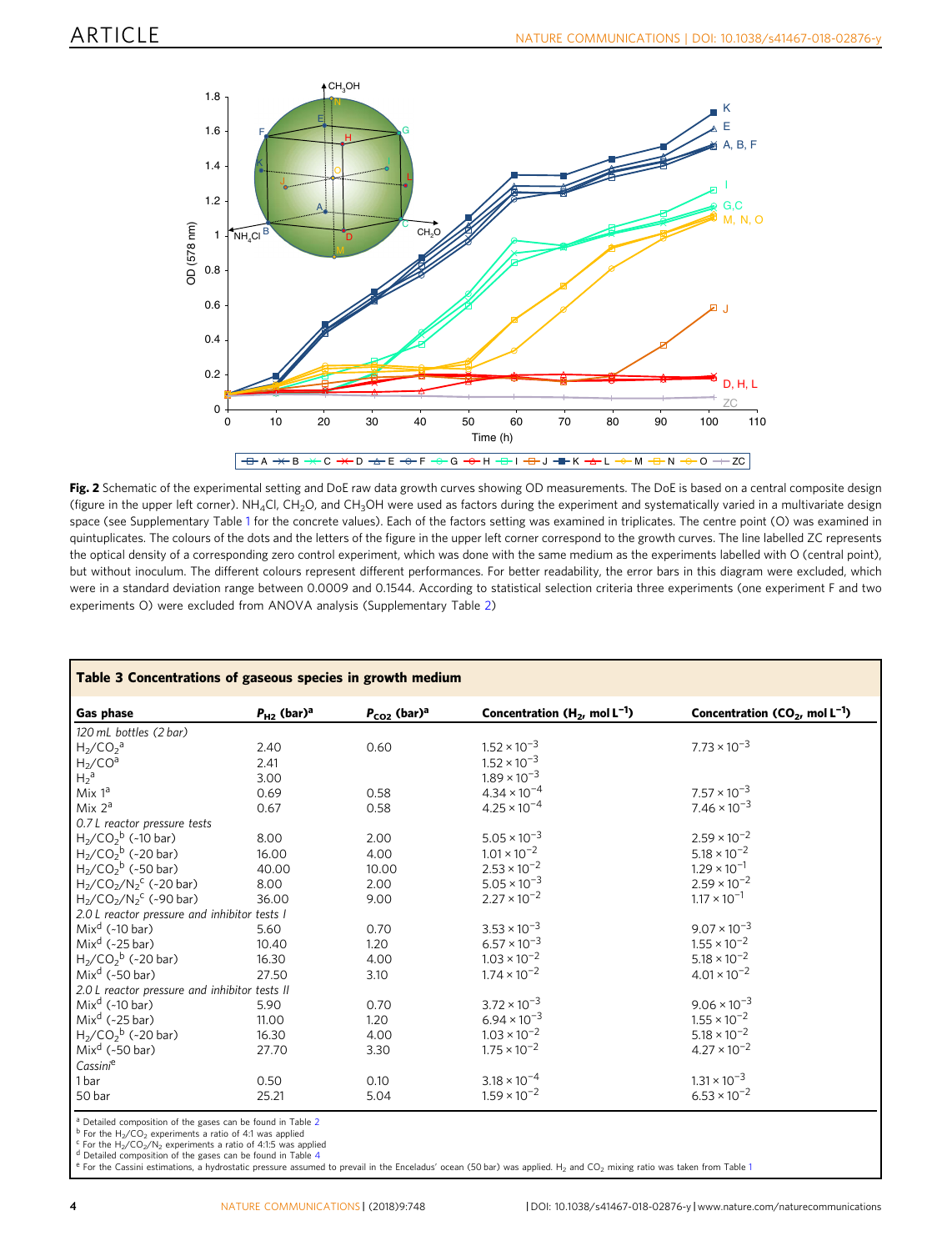**Fig. 2** Schematic of the experimental setting and DoE raw data growth curves showing OD measurements. The DoE is based on a central composite design (figure in the upper left corner). $NH_4Cl$, $CH_2O$, and $CH_3OH$ were used as factors during the experiment and systematically varied in a multivariate design space (see Supplementary Table 1 for the concrete values). Each of the factors setting was examined in triplicates. The centre point (O) was examined in quintuplicates. The colours of the dots and the letters of the figure in the upper left corner correspond to the growth curves. The line labelled ZC represents the optical density of a corresponding zero control experiment, which was done with the same medium as the experiments labelled with O (central point), but without inoculum. The different colours represent different performances. For better readability, the error bars in this diagram were excluded, which were in a standard deviation range between 0.0009 and 0.1544. According to statistical selection criteria three experiments (one experiment F and two experiments O) were excluded from ANOVA analysis (Supplementary Table 2)

**Table 3 Concentrations of gaseous species in growth medium**

| Gas phase | $P_{H2}$ (bar)[a] | $P_{CO2}$ (bar)[a] | Concentration ($H_2$, mol $L^{-1}$) | Concentration ($CO_2$, mol $L^{-1}$) |
|---|---|---|---|---|
| *120 mL bottles (2 bar)* | | | | |
| $H_2/CO_2$[a] | 2.40 | 0.60 | $1.52 \times 10^{-3}$ | $7.73 \times 10^{-3}$ |
| $H_2/CO$[a] | 2.41 | | $1.52 \times 10^{-3}$ | |
| $H_2$[a] | 3.00 | | $1.89 \times 10^{-3}$ | |
| Mix 1[a] | 0.69 | 0.58 | $4.34 \times 10^{-4}$ | $7.57 \times 10^{-3}$ |
| Mix 2[a] | 0.67 | 0.58 | $4.25 \times 10^{-4}$ | $7.46 \times 10^{-3}$ |
| *0.7 L reactor pressure tests* | | | | |
| $H_2/CO_2$[b] (~10 bar) | 8.00 | 2.00 | $5.05 \times 10^{-3}$ | $2.59 \times 10^{-2}$ |
| $H_2/CO_2$[b] (~20 bar) | 16.00 | 4.00 | $1.01 \times 10^{-2}$ | $5.18 \times 10^{-2}$ |
| $H_2/CO_2$[b] (~50 bar) | 40.00 | 10.00 | $2.53 \times 10^{-2}$ | $1.29 \times 10^{-1}$ |
| $H_2/CO_2/N_2$[c] (~20 bar) | 8.00 | 2.00 | $5.05 \times 10^{-3}$ | $2.59 \times 10^{-2}$ |
| $H_2/CO_2/N_2$[c] (~90 bar) | 36.00 | 9.00 | $2.27 \times 10^{-2}$ | $1.17 \times 10^{-1}$ |
| *2.0 L reactor pressure and inhibitor tests I* | | | | |
| Mix[d] (~10 bar) | 5.60 | 0.70 | $3.53 \times 10^{-3}$ | $9.07 \times 10^{-3}$ |
| Mix[d] (~25 bar) | 10.40 | 1.20 | $6.57 \times 10^{-3}$ | $1.55 \times 10^{-2}$ |
| $H_2/CO_2$[b] (~20 bar) | 16.30 | 4.00 | $1.03 \times 10^{-2}$ | $5.18 \times 10^{-2}$ |
| Mix[d] (~50 bar) | 27.50 | 3.10 | $1.74 \times 10^{-2}$ | $4.01 \times 10^{-2}$ |
| *2.0 L reactor pressure and inhibitor tests II* | | | | |
| Mix[d] (~10 bar) | 5.90 | 0.70 | $3.72 \times 10^{-3}$ | $9.06 \times 10^{-3}$ |
| Mix[d] (~25 bar) | 11.00 | 1.20 | $6.94 \times 10^{-3}$ | $1.55 \times 10^{-2}$ |
| $H_2/CO_2$[b] (~20 bar) | 16.30 | 4.00 | $1.03 \times 10^{-2}$ | $5.18 \times 10^{-2}$ |
| Mix[d] (~50 bar) | 27.70 | 3.30 | $1.75 \times 10^{-2}$ | $4.27 \times 10^{-2}$ |
| *Cassini*[e] | | | | |
| 1 bar | 0.50 | 0.10 | $3.18 \times 10^{-4}$ | $1.31 \times 10^{-3}$ |
| 50 bar | 25.21 | 5.04 | $1.59 \times 10^{-2}$ | $6.53 \times 10^{-2}$ |

[a] Detailed composition of the gases can be found in Table 2
[b] For the $H_2/CO_2$ experiments a ratio of 4:1 was applied
[c] For the $H_2/CO_2/N_2$ experiments a ratio of 4:1:5 was applied
[d] Detailed composition of the gases can be found in Table 4
[e] For the Cassini estimations, a hydrostatic pressure assumed to prevail in the Enceladus' ocean (50 bar) was applied. $H_2$ and $CO_2$ mixing ratio was taken from Table 1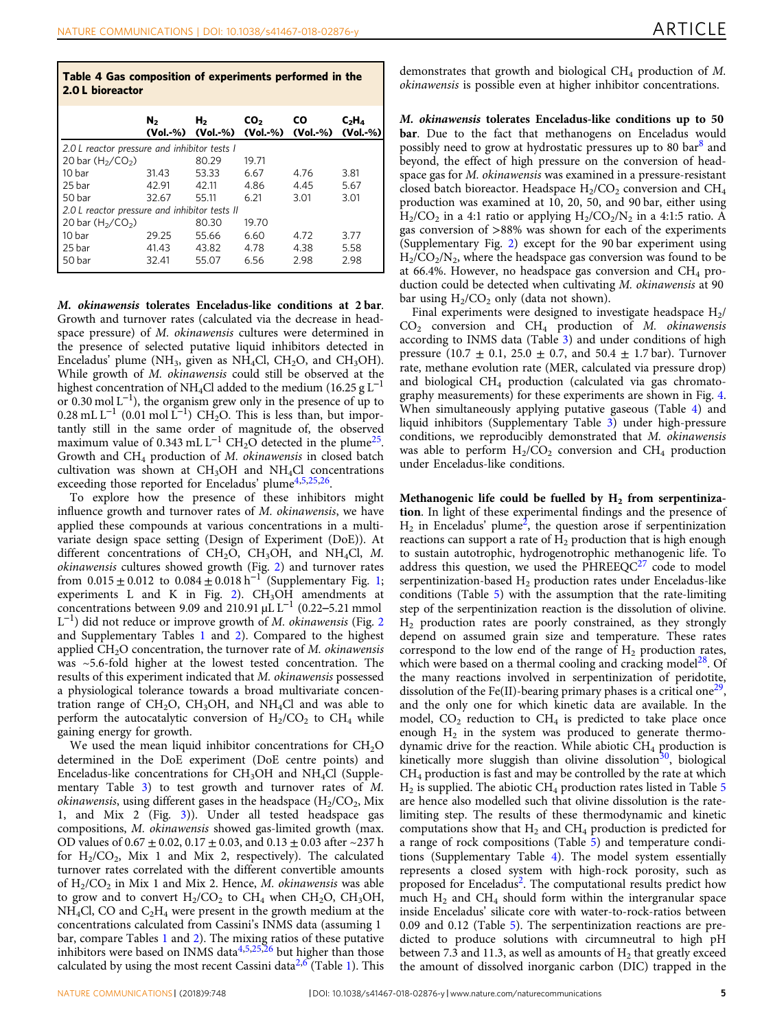**Table 4 Gas composition of experiments performed in the 2.0 L bioreactor**

| | $N_2$ (Vol.-%) | $H_2$ (Vol.-%) | $CO_2$ (Vol.-%) | CO (Vol.-%) | $C_2H_4$ (Vol.-%) |
|---|---|---|---|---|---|
| *2.0 L reactor pressure and inhibitor tests I* | | | | | |
| 20 bar ($H_2/CO_2$) | | 80.29 | 19.71 | | |
| 10 bar | 31.43 | 53.33 | 6.67 | 4.76 | 3.81 |
| 25 bar | 42.91 | 42.11 | 4.86 | 4.45 | 5.67 |
| 50 bar | 32.67 | 55.11 | 6.21 | 3.01 | 3.01 |
| *2.0 L reactor pressure and inhibitor tests II* | | | | | |
| 20 bar ($H_2/CO_2$) | | 80.30 | 19.70 | | |
| 10 bar | 29.25 | 55.66 | 6.60 | 4.72 | 3.77 |
| 25 bar | 41.43 | 43.82 | 4.78 | 4.38 | 5.58 |
| 50 bar | 32.41 | 55.07 | 6.56 | 2.98 | 2.98 |

***M. okinawensis* tolerates Enceladus-like conditions at 2 bar**. Growth and turnover rates (calculated via the decrease in headspace pressure) of *M. okinawensis* cultures were determined in the presence of selected putative liquid inhibitors detected in Enceladus' plume ($NH_3$, given as $NH_4Cl$, $CH_2O$, and $CH_3OH$). While growth of *M. okinawensis* could still be observed at the highest concentration of $NH_4Cl$ added to the medium (16.25 g $L^{-1}$ or 0.30 mol $L^{-1}$), the organism grew only in the presence of up to 0.28 mL $L^{-1}$ (0.01 mol $L^{-1}$) $CH_2O$. This is less than, but importantly still in the same order of magnitude of, the observed maximum value of 0.343 mL $L^{-1}$ $CH_2O$ detected in the plume[25]. Growth and $CH_4$ production of *M. okinawensis* in closed batch cultivation was shown at $CH_3OH$ and $NH_4Cl$ concentrations exceeding those reported for Enceladus' plume[4,5,25,26].

To explore how the presence of these inhibitors might influence growth and turnover rates of *M. okinawensis*, we have applied these compounds at various concentrations in a multivariate design space setting (Design of Experiment (DoE)). At different concentrations of $CH_2O$, $CH_3OH$, and $NH_4Cl$, *M. okinawensis* cultures showed growth (Fig. 2) and turnover rates from $0.015 \pm 0.012$ to $0.084 \pm 0.018$ $h^{-1}$ (Supplementary Fig. 1; experiments L and K in Fig. 2). $CH_3OH$ amendments at concentrations between 9.09 and 210.91 µL $L^{-1}$ (0.22–5.21 mmol $L^{-1}$) did not reduce or improve growth of *M. okinawensis* (Fig. 2 and Supplementary Tables 1 and 2). Compared to the highest applied $CH_2O$ concentration, the turnover rate of *M. okinawensis* was ~5.6-fold higher at the lowest tested concentration. The results of this experiment indicated that *M. okinawensis* possessed a physiological tolerance towards a broad multivariate concentration range of $CH_2O$, $CH_3OH$, and $NH_4Cl$ and was able to perform the autocatalytic conversion of $H_2/CO_2$ to $CH_4$ while gaining energy for growth.

We used the mean liquid inhibitor concentrations for $CH_2O$ determined in the DoE experiment (DoE centre points) and Enceladus-like concentrations for $CH_3OH$ and $NH_4Cl$ (Supplementary Table 3) to test growth and turnover rates of *M. okinawensis*, using different gases in the headspace ($H_2/CO_2$, Mix 1, and Mix 2 (Fig. 3)). Under all tested headspace gas compositions, *M. okinawensis* showed gas-limited growth (max. OD values of $0.67 \pm 0.02$, $0.17 \pm 0.03$, and $0.13 \pm 0.03$ after ~237 h for $H_2/CO_2$, Mix 1 and Mix 2, respectively). The calculated turnover rates correlated with the different convertible amounts of $H_2/CO_2$ in Mix 1 and Mix 2. Hence, *M. okinawensis* was able to grow and to convert $H_2/CO_2$ to $CH_4$ when $CH_2O$, $CH_3OH$, $NH_4Cl$, CO and $C_2H_4$ were present in the growth medium at the concentrations calculated from Cassini's INMS data (assuming 1 bar, compare Tables 1 and 2). The mixing ratios of these putative inhibitors were based on INMS data[4,5,25,26] but higher than those calculated by using the most recent Cassini data[2,6] (Table 1). This demonstrates that growth and biological $CH_4$ production of *M. okinawensis* is possible even at higher inhibitor concentrations.

***M. okinawensis* tolerates Enceladus-like conditions up to 50 bar**. Due to the fact that methanogens on Enceladus would possibly need to grow at hydrostatic pressures up to 80 bar[8] and beyond, the effect of high pressure on the conversion of headspace gas for *M. okinawensis* was examined in a pressure-resistant closed batch bioreactor. Headspace $H_2/CO_2$ conversion and $CH_4$ production was examined at 10, 20, 50, and 90 bar, either using $H_2/CO_2$ in a 4:1 ratio or applying $H_2/CO_2/N_2$ in a 4:1:5 ratio. A gas conversion of >88% was shown for each of the experiments (Supplementary Fig. 2) except for the 90 bar experiment using $H_2/CO_2/N_2$, where the headspace gas conversion was found to be at 66.4%. However, no headspace gas conversion and $CH_4$ production could be detected when cultivating *M. okinawensis* at 90 bar using $H_2/CO_2$ only (data not shown).

Final experiments were designed to investigate headspace $H_2/CO_2$ conversion and $CH_4$ production of *M. okinawensis* according to INMS data (Table 3) and under conditions of high pressure ($10.7 \pm 0.1$, $25.0 \pm 0.7$, and $50.4 \pm 1.7$ bar). Turnover rate, methane evolution rate (MER, calculated via pressure drop) and biological $CH_4$ production (calculated via gas chromatography measurements) for these experiments are shown in Fig. 4. When simultaneously applying putative gaseous (Table 4) and liquid inhibitors (Supplementary Table 3) under high-pressure conditions, we reproducibly demonstrated that *M. okinawensis* was able to perform $H_2/CO_2$ conversion and $CH_4$ production under Enceladus-like conditions.

**Methanogenic life could be fuelled by $H_2$ from serpentinization**. In light of these experimental findings and the presence of $H_2$ in Enceladus' plume[2], the question arose if serpentinization reactions can support a rate of $H_2$ production that is high enough to sustain autotrophic, hydrogenotrophic methanogenic life. To address this question, we used the PHREEQC[27] code to model serpentinization-based $H_2$ production rates under Enceladus-like conditions (Table 5) with the assumption that the rate-limiting step of the serpentinization reaction is the dissolution of olivine. $H_2$ production rates are poorly constrained, as they strongly depend on assumed grain size and temperature. These rates correspond to the low end of the range of $H_2$ production rates, which were based on a thermal cooling and cracking model[28]. Of the many reactions involved in serpentinization of peridotite, dissolution of the Fe(II)-bearing primary phases is a critical one[29], and the only one for which kinetic data are available. In the model, $CO_2$ reduction to $CH_4$ is predicted to take place once enough $H_2$ in the system was produced to generate thermodynamic drive for the reaction. While abiotic $CH_4$ production is kinetically more sluggish than olivine dissolution[30], biological $CH_4$ production is fast and may be controlled by the rate at which $H_2$ is supplied. The abiotic $CH_4$ production rates listed in Table 5 are hence also modelled such that olivine dissolution is the rate-limiting step. The results of these thermodynamic and kinetic computations show that $H_2$ and $CH_4$ production is predicted for a range of rock compositions (Table 5) and temperature conditions (Supplementary Table 4). The model system essentially represents a closed system with high-rock porosity, such as proposed for Enceladus[2]. The computational results predict how much $H_2$ and $CH_4$ should form within the intergranular space inside Enceladus' silicate core with water-to-rock-ratios between 0.09 and 0.12 (Table 5). The serpentinization reactions are predicted to produce solutions with circumneutral to high pH between 7.3 and 11.3, as well as amounts of $H_2$ that greatly exceed the amount of dissolved inorganic carbon (DIC) trapped in the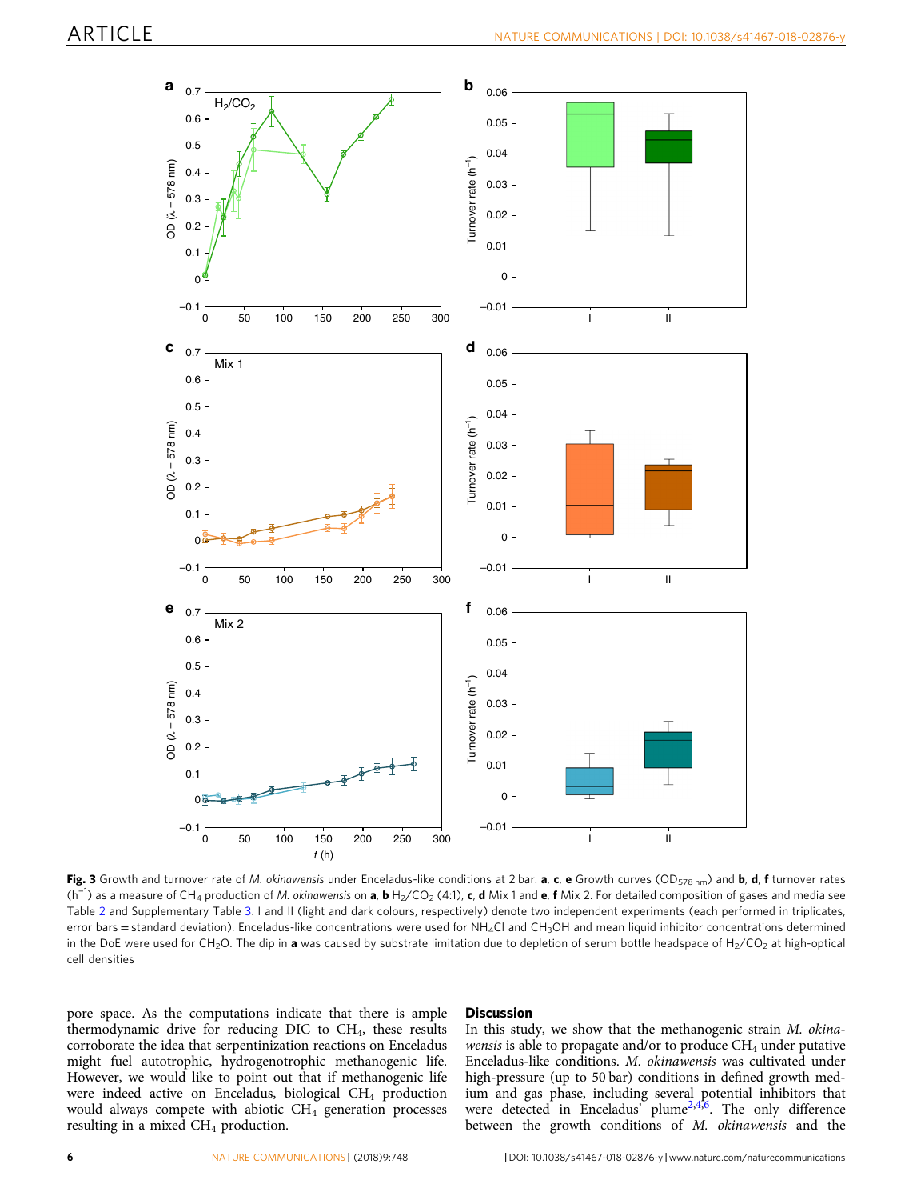**Fig. 3** Growth and turnover rate of *M. okinawensis* under Enceladus-like conditions at 2 bar. **a**, **c**, **e** Growth curves ($OD_{578\,nm}$) and **b**, **d**, **f** turnover rates ($h^{-1}$) as a measure of $CH_4$ production of *M. okinawensis* on **a**, **b** $H_2/CO_2$ (4:1), **c**, **d** Mix 1 and **e**, **f** Mix 2. For detailed composition of gases and media see Table 2 and Supplementary Table 3. I and II (light and dark colours, respectively) denote two independent experiments (each performed in triplicates, error bars = standard deviation). Enceladus-like concentrations were used for $NH_4Cl$ and $CH_3OH$ and mean liquid inhibitor concentrations determined in the DoE were used for $CH_2O$. The dip in **a** was caused by substrate limitation due to depletion of serum bottle headspace of $H_2/CO_2$ at high-optical cell densities

pore space. As the computations indicate that there is ample thermodynamic drive for reducing DIC to $CH_4$, these results corroborate the idea that serpentinization reactions on Enceladus might fuel autotrophic, hydrogenotrophic methanogenic life. However, we would like to point out that if methanogenic life were indeed active on Enceladus, biological $CH_4$ production would always compete with abiotic $CH_4$ generation processes resulting in a mixed $CH_4$ production.

## Discussion

In this study, we show that the methanogenic strain *M. okinawensis* is able to propagate and/or to produce $CH_4$ under putative Enceladus-like conditions. *M. okinawensis* was cultivated under high-pressure (up to 50 bar) conditions in defined growth medium and gas phase, including several potential inhibitors that were detected in Enceladus' plume[2,4,6]. The only difference between the growth conditions of *M. okinawensis* and the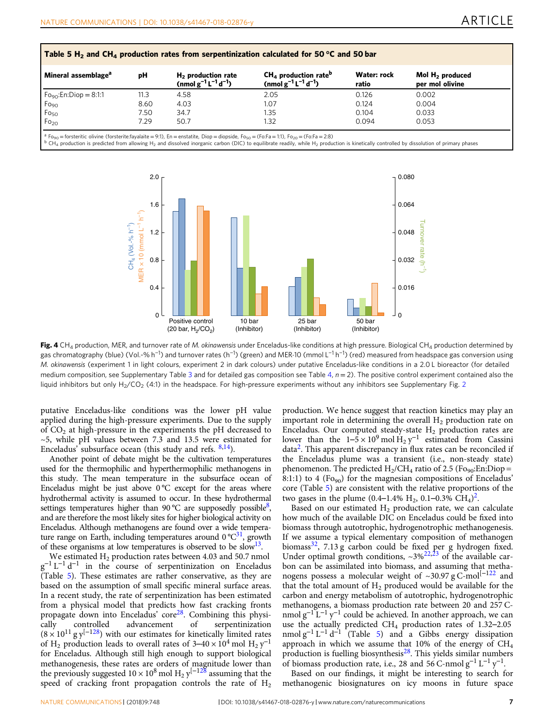**Table 5 $H_2$ and $CH_4$ production rates from serpentinization calculated for 50 °C and 50 bar**

| Mineral assemblage[a] | pH | $H_2$ production rate ($nmol\ g^{-1}\ L^{-1}\ d^{-1}$) | $CH_4$ production rate[b] ($nmol\ g^{-1}\ L^{-1}\ d^{-1}$) | Water: rock ratio | Mol $H_2$ produced per mol olivine |
|---|---|---|---|---|---|
| $Fo_{90}$:En:Diop = 8:1:1 | 11.3 | 4.58 | 2.05 | 0.126 | 0.002 |
| $Fo_{90}$ | 8.60 | 4.03 | 1.07 | 0.124 | 0.004 |
| $Fo_{50}$ | 7.50 | 34.7 | 1.35 | 0.104 | 0.033 |
| $Fo_{20}$ | 7.29 | 50.7 | 1.32 | 0.094 | 0.053 |

[a] $Fo_{90}$ = forsteritic olivine (forsterite:fayalite = 9:1), En = enstatite, Diop = diopside, $Fo_{50}$ = (Fo:Fa = 1:1), $Fo_{20}$ = (Fo:Fa = 2:8)
[b] $CH_4$ production is predicted from allowing $H_2$ and dissolved inorganic carbon (DIC) to equilibrate readily, while $H_2$ production is kinetically controlled by dissolution of primary phases

**Fig. 4** $CH_4$ production, MER, and turnover rate of *M. okinawensis* under Enceladus-like conditions at high pressure. Biological $CH_4$ production determined by gas chromatography (blue) (Vol.-% $h^{-1}$) and turnover rates ($h^{-1}$) (green) and MER·10 (mmol $L^{-1}$ $h^{-1}$) (red) measured from headspace gas conversion using *M. okinawensis* (experiment 1 in light colours, experiment 2 in dark colours) under putative Enceladus-like conditions in a 2.0 L bioreactor (for detailed medium composition, see Supplementary Table 3 and for detailed gas composition see Table 4, $n = 2$). The positive control experiment contained also the liquid inhibitors but only $H_2/CO_2$ (4:1) in the headspace. For high-pressure experiments without any inhibitors see Supplementary Fig. 2

putative Enceladus-like conditions was the lower pH value applied during the high-pressure experiments. Due to the supply of $CO_2$ at high-pressure in the experiments the pH decreased to ~5, while pH values between 7.3 and 13.5 were estimated for Enceladus' subsurface ocean (this study and refs. [8,14]).

Another point of debate might be the cultivation temperatures used for the thermophilic and hyperthermophilic methanogens in this study. The mean temperature in the subsurface ocean of Enceladus might be just above 0 °C except for the areas where hydrothermal activity is assumed to occur. In these hydrothermal settings temperatures higher than 90 °C are supposedly possible[8], and are therefore the most likely sites for higher biological activity on Enceladus. Although methanogens are found over a wide temperature range on Earth, including temperatures around 0 °C[31], growth of these organisms at low temperatures is observed to be slow[13].

We estimated $H_2$ production rates between 4.03 and 50.7 nmol $g^{-1}$ $L^{-1}$ $d^{-1}$ in the course of serpentinization on Enceladus (Table 5). These estimates are rather conservative, as they are based on the assumption of small specific mineral surface areas. In a recent study, the rate of serpentinization has been estimated from a physical model that predicts how fast cracking fronts propagate down into Enceladus' core[28]. Combining this physically controlled advancement of serpentinization ($8 \times 10^{11}$ g $y^{-1}$)[28] with our estimates for kinetically limited rates of $H_2$ production leads to overall rates of $3–40 \times 10^4$ mol $H_2$ $y^{-1}$ for Enceladus. Although still high enough to support biological methanogenesis, these rates are orders of magnitude lower than the previously suggested $10 \times 10^8$ mol $H_2$ $y^{-1}$[28] assuming that the speed of cracking front propagation controls the rate of $H_2$ production. We hence suggest that reaction kinetics may play an important role in determining the overall $H_2$ production rate on Enceladus. Our computed steady-state $H_2$ production rates are lower than the $1–5 \times 10^9$ mol $H_2$ $y^{-1}$ estimated from Cassini data[2]. This apparent discrepancy in flux rates can be reconciled if the Enceladus plume was a transient (i.e., non-steady state) phenomenon. The predicted $H_2/CH_4$ ratio of 2.5 ($Fo_{90}$:En:Diop = 8:1:1) to 4 ($Fo_{90}$) for the magnesian compositions of Enceladus' core (Table 5) are consistent with the relative proportions of the two gases in the plume (0.4–1.4% $H_2$, 0.1–0.3% $CH_4$)[2].

Based on our estimated $H_2$ production rate, we can calculate how much of the available DIC on Enceladus could be fixed into biomass through autotrophic, hydrogenotrophic methanogenesis. If we assume a typical elementary composition of methanogen biomass[32], 7.13 g carbon could be fixed per g hydrogen fixed. Under optimal growth conditions, ~3%[22,23] of the available carbon can be assimilated into biomass, and assuming that methanogens possess a molecular weight of ~30.97 g C-mol$^{-1}$[22] and that the total amount of $H_2$ produced would be available for the carbon and energy metabolism of autotrophic, hydrogenotrophic methanogens, a biomass production rate between 20 and 257 C-nmol $g^{-1}$ $L^{-1}$ $y^{-1}$ could be achieved. In another approach, we can use the actually predicted $CH_4$ production rates of 1.32–2.05 nmol $g^{-1}$ $L^{-1}$ $d^{-1}$ (Table 5) and a Gibbs energy dissipation approach in which we assume that 10% of the energy of $CH_4$ production is fuelling biosynthesis[28]. This yields similar numbers of biomass production rate, i.e., 28 and 56 C-nmol $g^{-1}$ $L^{-1}$ $y^{-1}$.

Based on our findings, it might be interesting to search for methanogenic biosignatures on icy moons in future space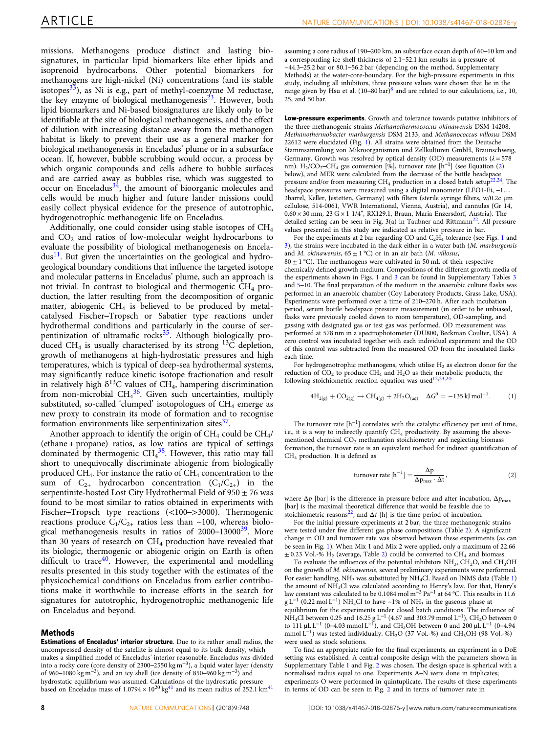missions. Methanogens produce distinct and lasting biosignatures, in particular lipid biomarkers like ether lipids and isoprenoid hydrocarbons. Other potential biomarkers for methanogens are high-nickel (Ni) concentrations (and its stable isotopes[33]), as Ni is e.g., part of methyl-coenzyme M reductase, the key enzyme of biological methanogenesis[23]. However, both lipid biomarkers and Ni-based biosignatures are likely only to be identifiable at the site of biological methanogenesis, and the effect of dilution with increasing distance away from the methanogen habitat is likely to prevent their use as a general marker for biological methanogenesis in Enceladus' plume or in a subsurface ocean. If, however, bubble scrubbing would occur, a process by which organic compounds and cells adhere to bubble surfaces and are carried away as bubbles rise, which was suggested to occur on Enceladus[34], the amount of bioorganic molecules and cells would be much higher and future lander missions could easily collect physical evidence for the presence of autotrophic, hydrogenotrophic methanogenic life on Enceladus.

Additionally, one could consider using stable isotopes of $CH_4$ and $CO_2$ and ratios of low-molecular weight hydrocarbons to evaluate the possibility of biological methanogenesis on Enceladus[11]. But given the uncertainties on the geological and hydrogeological boundary conditions that influence the targeted isotope and molecular patterns in Enceladus' plume, such an approach is not trivial. In contrast to biological and thermogenic $CH_4$ production, the latter resulting from the decomposition of organic matter, abiogenic $CH_4$ is believed to be produced by metal-catalysed Fischer–Tropsch or Sabatier type reactions under hydrothermal conditions and particularly in the course of serpentinization of ultramafic rocks[35]. Although biologically produced $CH_4$ is usually characterised by its strong $^{13}C$ depletion, growth of methanogens at high-hydrostatic pressures and high temperatures, which is typical of deep-sea hydrothermal systems, may significantly reduce kinetic isotope fractionation and result in relatively high $\delta^{13}C$ values of $CH_4$, hampering discrimination from non-microbial $CH_4$[36]. Given such uncertainties, multiply substituted, so-called 'clumped' isotopologues of $CH_4$ emerge as new proxy to constrain its mode of formation and to recognise formation environments like serpentinization sites[37].

Another approach to identify the origin of $CH_4$ could be $CH_4$/(ethane + propane) ratios, as low ratios are typical of settings dominated by thermogenic $CH_4$[38]. However, this ratio may fall short to unequivocally discriminate abiogenic from biologically produced $CH_4$. For instance the ratio of $CH_4$ concentration to the sum of $C_{2+}$ hydrocarbon concentration ($C_1/C_{2+}$) in the serpentinite-hosted Lost City Hydrothermal Field of 950 ± 76 was found to be most similar to ratios obtained in experiments with Fischer–Tropsch type reactions (<100–>3000). Thermogenic reactions produce $C_1/C_{2+}$ ratios less than ~100, whereas biological methanogenesis results in ratios of 2000–13000[39]. More than 30 years of research on $CH_4$ production have revealed that its biologic, thermogenic or abiogenic origin on Earth is often difficult to trace[40]. However, the experimental and modelling results presented in this study together with the estimates of the physicochemical conditions on Enceladus from earlier contributions make it worthwhile to increase efforts in the search for signatures for autotrophic, hydrogenotrophic methanogenic life on Enceladus and beyond.

## Methods

**Estimations of Enceladus' interior structure**. Due to its rather small radius, the uncompressed density of the satellite is almost equal to its bulk density, which makes a simplified model of Enceladus' interior reasonable. Enceladus was divided into a rocky core (core density of 2300–2550 kg m$^{-3}$), a liquid water layer (density of 960–1080 kg m$^{-3}$), and an icy shell (ice density of 850–960 kg m$^{-3}$) and hydrostatic equilibrium was assumed. Calculations of the hydrostatic pressure based on Enceladus mass of $1.0794 \times 10^{20}$ kg[41] and its mean radius of 252.1 km[41] assuming a core radius of 190–200 km, an subsurface ocean depth of 60–10 km and a corresponding ice shell thickness of 2.1–52.1 km results in a pressure of ~44.3–25.2 bar or 80.1–56.2 bar (depending on the method, Supplementary Methods) at the water-core-boundary. For the high-pressure experiments in this study, including all inhibitors, three pressure values were chosen that lie in the range given by Hsu et al. (10–80 bar)[8] and are related to our calculations, i.e., 10, 25, and 50 bar.

**Low-pressure experiments**. Growth and tolerance towards putative inhibitors of the three methanogenic strains *Methanothermococcus okinawensis* DSM 14208, *Methanothermobacter marburgensis* DSM 2133, and *Methanococcus villosus* DSM 22612 were elucidated (Fig. 1). All strains were obtained from the Deutsche Stammsammlung von Mikroorganismen und Zellkulturen GmbH, Braunschweig, Germany. Growth was resolved by optical density (OD) measurements (λ = 578 nm). $H_2/CO_2$–$CH_4$ gas conversion [%], turnover rate [h$^{-1}$] (see Equation (2) below), and MER were calculated from the decrease of the bottle headspace pressure and/or from measuring $CH_4$ production in a closed batch setup[22,24]. The headspace pressures were measured using a digital manometer (LEO1-Ei, −1…3barrel, Keller, Jestetten, Germany) with filters (sterile syringe filters, w/0.2c μm cellulose, 514-0061, VWR International, Vienna, Austria), and cannulas (Gr 14, 0.60 × 30 mm, 23 G × 1 1/4", RX129.1, Braun, Maria Enzersdorf, Austria). The detailed setting can be seen in Fig. 3(a) in Taubner and Rittmann[22]. All pressure values presented in this study are indicated as relative pressure in bar.

For the experiments at 2 bar regarding CO and $C_2H_4$ tolerance (see Figs. 1 and 3), the strains were incubated in the dark either in a water bath (*M. marburgensis* and *M. okinawensis*, 65 ± 1 °C) or in an air bath (*M. villosus*, 80 ± 1 °C). The methanogens were cultivated in 50 mL of their respective chemically defined growth medium. Compositions of the different growth media of the experiments shown in Figs. 1 and 3 can be found in Supplementary Tables 3 and 5–10. The final preparation of the medium in the anaerobic culture flasks was performed in an anaerobic chamber (Coy Laboratory Products, Grass Lake, USA). Experiments were performed over a time of 210–270 h. After each incubation period, serum bottle headspace pressure measurement (in order to be unbiased, flasks were previously cooled down to room temperature), OD-sampling, and gassing with designated gas or test gas was performed. OD measurement was performed at 578 nm in a spectrophotometer (DU800, Beckman Coulter, USA). A zero control was incubated together with each individual experiment and the OD of this control was subtracted from the measured OD from the inoculated flasks each time.

For hydrogenotrophic methanogens, which utilise $H_2$ as electron donor for the reduction of $CO_2$ to produce $CH_4$ and $H_2O$ as their metabolic products, the following stoichiometric reaction equation was used[12,23,24]:

$$4H_{2(g)} + CO_{2(g)} \rightarrow CH_{4(g)} + 2H_2O_{(aq)} \quad \Delta G^0 = -135\,\text{kJ}\,\text{mol}^{-1}. \tag{1}$$

The turnover rate [h$^{-1}$] correlates with the catalytic efficiency per unit of time, i.e., it is a way to indirectly quantify $CH_4$ productivity. By assuming the above-mentioned chemical $CO_2$ methanation stoichiometry and neglecting biomass formation, the turnover rate is an equivalent method for indirect quantification of $CH_4$ production. It is defined as

$$\text{turnover rate}\,[\text{h}^{-1}] = \frac{\Delta p}{\Delta p_{\max} \cdot \Delta t}, \tag{2}$$

where $\Delta p$ [bar] is the difference in pressure before and after incubation, $\Delta p_{max}$ [bar] is the maximal theoretical difference that would be feasible due to stoichiometric reasons[22], and $\Delta t$ [h] is the time period of incubation.

For the initial pressure experiments at 2 bar, the three methanogenic strains were tested under five different gas phase compositions (Table 2). A significant change in OD and turnover rate was observed between these experiments (as can be seen in Fig. 1). When Mix 1 and Mix 2 were applied, only a maximum of 22.66 ± 0.23 Vol.-% $H_2$ (average, Table 2) could be converted to $CH_4$ and biomass.

To evaluate the influences of the potential inhibitors $NH_3$, $CH_2O$, and $CH_3OH$ on the growth of *M. okinawensis*, several preliminary experiments were performed. For easier handling, $NH_3$ was substituted by $NH_4Cl$. Based on INMS data (Table 1) the amount of $NH_4Cl$ was calculated according to Henry's law. For that, Henry's law constant was calculated to be 0.1084 mol m$^{-3}$ Pa$^{-1}$ at 64 °C. This results in 11.6 g L$^{-1}$ (0.22 mol L$^{-1}$) $NH_4Cl$ to have ~1% of $NH_3$ in the gaseous phase at equilibrium for the experiments under closed batch conditions. The influence of $NH_4Cl$ between 0.25 and 16.25 g L$^{-1}$ (4.67 and 303.79 mmol L$^{-1}$), $CH_2O$ between 0 to 111 μL L$^{-1}$ (0–4.03 mmol L$^{-1}$), and $CH_3OH$ between 0 and 200 μL L$^{-1}$ (0–4.94 mmol L$^{-1}$) was tested individually. $CH_2O$ (37 Vol.-%) and $CH_3OH$ (98 Vol.-%) were used as stock solutions.

To find an appropriate ratio for the final experiments, an experiment in a DoE setting was established. A central composite design with the parameters shown in Supplementary Table 1 and Fig. 2 was chosen. The design space is spherical with a normalised radius equal to one. Experiments A–N were done in triplicates; experiments O were performed in quintuplicate. The results of these experiments in terms of OD can be seen in Fig. 2 and in terms of turnover rate in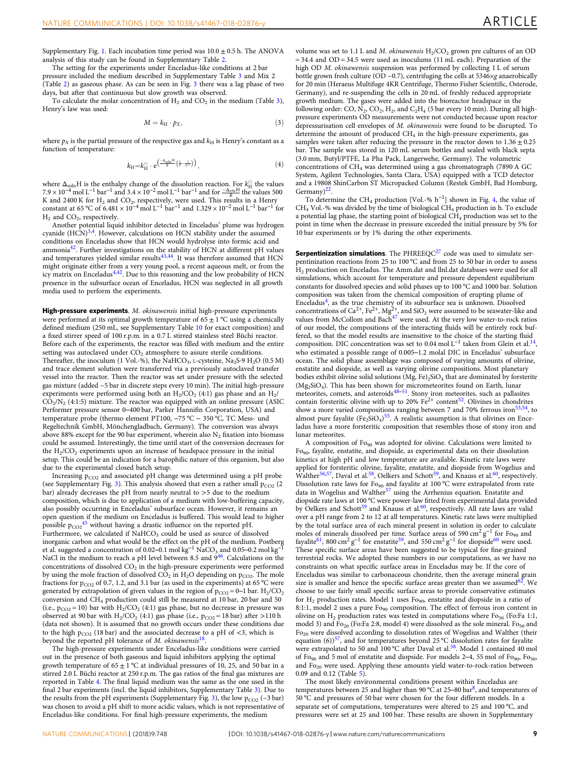Supplementary Fig. 1. Each incubation time period was $10.0 \pm 0.5$ h. The ANOVA analysis of this study can be found in Supplementary Table 2.

The setting for the experiments under Enceladus-like conditions at 2 bar pressure included the medium described in Supplementary Table 3 and Mix 2 (Table 2) as gaseous phase. As can be seen in Fig. 3 there was a lag phase of two days, but after that continuous but slow growth was observed.

To calculate the molar concentration of $H_2$ and $CO_2$ in the medium (Table 3), Henry's law was used:

$$M = k_{\mathrm{H}} \cdot p_X, \tag{3}$$

where $p_X$ is the partial pressure of the respective gas and $k_{\mathrm{H}}$ is Henry's constant as a function of temperature:

$$k_{\mathrm{H}} = k_{\mathrm{H}}^{\ominus} \cdot e^{\left(\frac{-\Delta_{\mathrm{soln}}\mathrm{H}}{R}\left(\frac{1}{T} - \frac{1}{T^{\ominus}}\right)\right)}, \tag{4}$$

where $\Delta_{\mathrm{soln}}\mathrm{H}$ is the enthalpy change of the dissolution reaction. For $k_{\mathrm{H}}^{\ominus}$ the values $7.9 \times 10^{-4}$ mol L$^{-1}$ bar$^{-1}$ and $3.4 \times 10^{-2}$ mol L$^{-1}$ bar$^{-1}$ and for $\frac{-\Delta_{\mathrm{soln}}\mathrm{H}}{R}$ the values 500 K and 2400 K for $H_2$ and $CO_2$, respectively, were used. This results in a Henry constant at 65 °C of $6.481 \times 10^{-4}$ mol L$^{-1}$ bar$^{-1}$ and $1.329 \times 10^{-2}$ mol L$^{-1}$ bar$^{-1}$ for $H_2$ and $CO_2$, respectively.

Another potential liquid inhibitor detected in Enceladus' plume was hydrogen cyanide (HCN)[3,4]. However, calculations on HCN stability under the assumed conditions on Enceladus show that HCN would hydrolyse into formic acid and ammonia[42]. Further investigations on the stability of HCN at different pH values and temperatures yielded similar results[43,44]. It was therefore assumed that HCN might originate either from a very young pool, a recent aqueous melt, or from the icy matrix on Enceladus[4,42]. Due to this reasoning and the low probability of HCN presence in the subsurface ocean of Enceladus, HCN was neglected in all growth media used to perform the experiments.

**High-pressure experiments**. *M. okinawensis* initial high-pressure experiments were performed at its optimal growth temperature of $65 \pm 1$ °C using a chemically defined medium (250 mL, see Supplementary Table 10 for exact composition) and a fixed stirrer speed of 100 r.p.m. in a 0.7 L stirred stainless steel Büchi reactor. Before each of the experiments, the reactor was filled with medium and the entire setting was autoclaved under $CO_2$ atmosphere to assure sterile conditions. Thereafter, the inoculum (1 Vol.-%), the $NaHCO_3$, L-cysteine, $Na_2S{\cdot}9\,H_2O$ (0.5 M) and trace element solution were transferred via a previously autoclaved transfer vessel into the reactor. Then the reactor was set under pressure with the selected gas mixture (added ~5 bar in discrete steps every 10 min). The initial high-pressure experiments were performed using both an $H_2/CO_2$ (4:1) gas phase and an $H_2/CO_2/N_2$ (4:1:5) mixture. The reactor was equipped with an online pressure (ASIC Performer pressure sensor 0–400 bar, Parker Hannifin Corporation, USA) and temperature probe (thermo element PT100, −75 °C – 350 °C, TC Mess- und Regeltechnik GmbH, Mönchengladbach, Germany). The conversion was always above 88% except for the 90 bar experiment, wherein also $N_2$ fixation into biomass could be assumed. Interestingly, the time until start of the conversion decreases for the $H_2/CO_2$ experiments upon an increase of headspace pressure in the initial setup. This could be an indication for a barophilic nature of this organism, but also due to the experimental closed batch setup.

Increasing $p_{CO_2}$ and associated pH change was determined using a pH probe (see Supplementary Fig. 3). This analysis showed that even a rather small $p_{CO_2}$ (2 bar) already decreases the pH from nearly neutral to >5 due to the medium composition, which is due to application of a medium with low-buffering capacity, also possibly occurring in Enceladus' subsurface ocean. However, it remains an open question if the medium on Enceladus is buffered. This would lead to higher possible $p_{CO_2}$[45] without having a drastic influence on the reported pH. Furthermore, we calculated if $NaHCO_3$ could be used as source of dissolved inorganic carbon and what would be the effect on the pH of the medium. Postberg et al. suggested a concentration of 0.02–0.1 mol kg$^{-1}$ $NaCO_3$ and 0.05–0.2 mol kg$^{-1}$ NaCl in the medium to reach a pH level between 8.5 and 9[46]. Calculations on the concentrations of dissolved $CO_2$ in the high-pressure experiments were performed by using the mole fraction of dissolved $CO_2$ in $H_2O$ depending on $p_{CO_2}$. The mole fractions for $p_{CO_2}$ of 0.7, 1.2, and 3.1 bar (as used in the experiments) at 65 °C were generated by extrapolation of given values in the region of $p_{CO_2}$ = 0–1 bar. $H_2/CO_2$ conversion and $CH_4$ production could still be measured at 10 bar, 20 bar and 50 (i.e., $p_{CO_2}$ = 10) bar with $H_2/CO_2$ (4:1) gas phase, but no decrease in pressure was observed at 90 bar with $H_2/CO_2$ (4:1) gas phase (i.e., $p_{CO_2}$ = 18 bar) after >110 h (data not shown). It is assumed that no growth occurs under these conditions due to the high $p_{CO_2}$ (18 bar) and the associated decrease to a pH of <3, which is beyond the reported pH tolerance of *M. okinawensis*[18].

The high-pressure experiments under Enceladus-like conditions were carried out in the presence of both gaseous and liquid inhibitors applying the optimal growth temperature of $65 \pm 1$ °C at individual pressures of 10, 25, and 50 bar in a stirred 2.0 L Büchi reactor at 250 r.p.m. The gas ratios of the final gas mixtures are reported in Table 4. The final liquid medium was the same as the one used in the final 2 bar experiments (incl. the liquid inhibitors, Supplementary Table 3). Due to the results from the pH experiments (Supplementary Fig. 3), the low $p_{CO_2}$ (~3 bar) was chosen to avoid a pH shift to more acidic values, which is not representative of Enceladus-like conditions. For final high-pressure experiments, the medium volume was set to 1.1 L and *M. okinawensis* $H_2/CO_2$ grown pre cultures of an OD = 34.4 and OD = 34.5 were used as inoculums (11 mL each). Preparation of the high OD *M. okinawensis* suspension was performed by collecting 1 L of serum bottle grown fresh culture (OD ~0.7), centrifuging the cells at 5346×*g* anaerobically for 20 min (Heraeus Multifuge 4KR Centrifuge, Thermo Fisher Scientific, Osterode, Germany), and re-suspending the cells in 20 mL of freshly reduced appropriate growth medium. The gases were added into the bioreactor headspace in the following order: CO, $N_2$, $CO_2$, $H_2$, and $C_2H_4$ (5 bar every 10 min). During all high-pressure experiments OD measurements were not conducted because upon reactor depressurisation cell envelopes of *M. okinawensis* were found to be disrupted. To determine the amount of produced $CH_4$ in the high-pressure experiments, gas samples were taken after reducing the pressure in the reactor down to $1.36 \pm 0.25$ bar. The sample was stored in 120 mL serum bottles and sealed with black septa (3.0 mm, Butyl/PTFE, La Pha Pack, Langerwehe, Germany). The volumetric concentrations of $CH_4$ was determined using a gas chromatograph (7890 A GC System, Agilent Technologies, Santa Clara, USA) equipped with a TCD detector and a 19808 ShinCarbon ST Micropacked Column (Restek GmbH, Bad Homburg, Germany)[22].

To determine the $CH_4$ production [Vol.-% h$^{-1}$] shown in Fig. 4, the value of $CH_4$ Vol.-% was divided by the time of biological $CH_4$ production in h. To exclude a potential lag phase, the starting point of biological $CH_4$ production was set to the point in time when the decrease in pressure exceeded the initial pressure by 5% for 10 bar experiments or by 1% during the other experiments.

**Serpentinization simulations**. The PHREEQC[27] code was used to simulate serpentinization reactions from 25 to 100 °C and from 25 to 50 bar in order to assess $H_2$ production on Enceladus. The Amm.dat and llnl.dat databases were used for all simulations, which account for temperature and pressure dependent equilibrium constants for dissolved species and solid phases up to 100 °C and 1000 bar. Solution composition was taken from the chemical composition of erupting plume of Enceladus[4], as the true chemistry of its subsurface sea is unknown. Dissolved concentrations of $Ca^{2+}$, $Fe^{2+}$, $Mg^{2+}$, and $SiO_2$ were assumed to be seawater-like and values from McCollom and Bach[47] were used. At the very low water-to-rock ratios of our model, the compositions of the interacting fluids will be entirely rock buffered, so that the model results are insensitive to the choice of the starting fluid composition. DIC concentration was set to 0.04 mol L$^{-1}$ taken from Glein et al.[14], who estimated a possible range of 0.005–1.2 molal DIC in Enceladus' subsurface ocean. The solid phase assemblage was composed of varying amounts of olivine, enstatite and diopside, as well as varying olivine compositions. Most planetary bodies exhibit olivine solid solutions $(Mg, Fe)_2SiO_4$ that are dominated by forsterite ($Mg_2SiO_4$). This has been shown for micrometeorites found on Earth, lunar meteorites, comets, and asteroids[48–51]. Stony iron meteorites, such as pallasites contain forsteritic olivine with up to 20% $Fe^{2+}$ content[52]. Olivines in chondrites show a more varied compositions ranging between 7 and 70% ferrous iron[53,54], to almost pure fayalite ($Fe_2SiO_4$)[55]. A realistic assumption is that olivines on Enceladus have a more forsteritic composition that resembles those of stony iron and lunar meteorites.

A composition of $Fo_{90}$ was adopted for olivine. Calculations were limited to $Fo_{90}$, fayalite, enstatite, and diopside, as experimental data on their dissolution kinetics at high pH and low temperature are available. Kinetic rate laws were applied for forsteritic olivine, fayalite, enstatite, and diopside from Wogelius and Walther[56,57], Daval et al.[58], Oelkers and Schott[59], and Knauss et al.[60], respectively. Dissolution rate laws for $Fo_{90}$ and fayalite at 100 °C were extrapolated from rate data in Wogelius and Walther[57] using the Arrhenius equation. Enstatite and diopside rate laws at 100 °C were power-law fitted from experimental data provided by Oelkers and Schott[59] and Knauss et al.[60], respectively. All rate laws are valid over a pH range from 2 to 12 at all temperatures. Kinetic rate laws were multiplied by the total surface area of each mineral present in solution in order to calculate moles of minerals dissolved per time. Surface areas of 590 cm$^2$ g$^{-1}$ for $Fo_{90}$ and fayalite[61], 800 cm$^2$ g$^{-1}$ for enstatite[59], and 550 cm$^2$ g$^{-1}$ for diopside[60] were used. These specific surface areas have been suggested to be typical for fine-grained terrestrial rocks. We adopted these numbers in our computations, as we have no constraints on what specific surface areas in Enceladus may be. If the core of Enceladus was similar to carbonaceous chondrite, then the average mineral grain size is smaller and hence the specific surface areas greater than we assumed[62]. We choose to use fairly small specific surface areas to provide conservative estimates for $H_2$ production rates. Model 1 uses $Fo_{90}$, enstatite and diopside in a ratio of 8:1:1, model 2 uses a pure $Fo_{90}$ composition. The effect of ferrous iron content in olivine on $H_2$ production rates was tested in computations where $Fo_{50}$ (Fo:Fa 1:1, model 3) and $Fo_{20}$ (Fo:Fa 2:8, model 4) were dissolved as the sole mineral. $Fo_{50}$ and $Fo_{20}$ were dissolved according to dissolution rates of Wogelius and Walther (their equation (6))[57], and for temperatures beyond 25 °C dissolution rates for fayalite were extrapolated to 50 and 100 °C after Daval et al.[58]. Model 1 contained 40 mol of $Fo_{90}$ and 5 mol of enstatite and diopside. For models 2–4, 55 mol of $Fo_{90}$, $Fo_{50}$, and $Fo_{20}$ were used. Applying these amounts yield water-to-rock-ratios between 0.09 and 0.12 (Table 5).

The most likely environmental conditions present within Enceladus are temperatures between 25 and higher than 90 °C at 25–80 bar[8], and temperatures of 50 °C and pressures of 50 bar were chosen for the four different models. In a separate set of computations, temperatures were altered to 25 and 100 °C, and pressures were set at 25 and 100 bar. These results are shown in Supplementary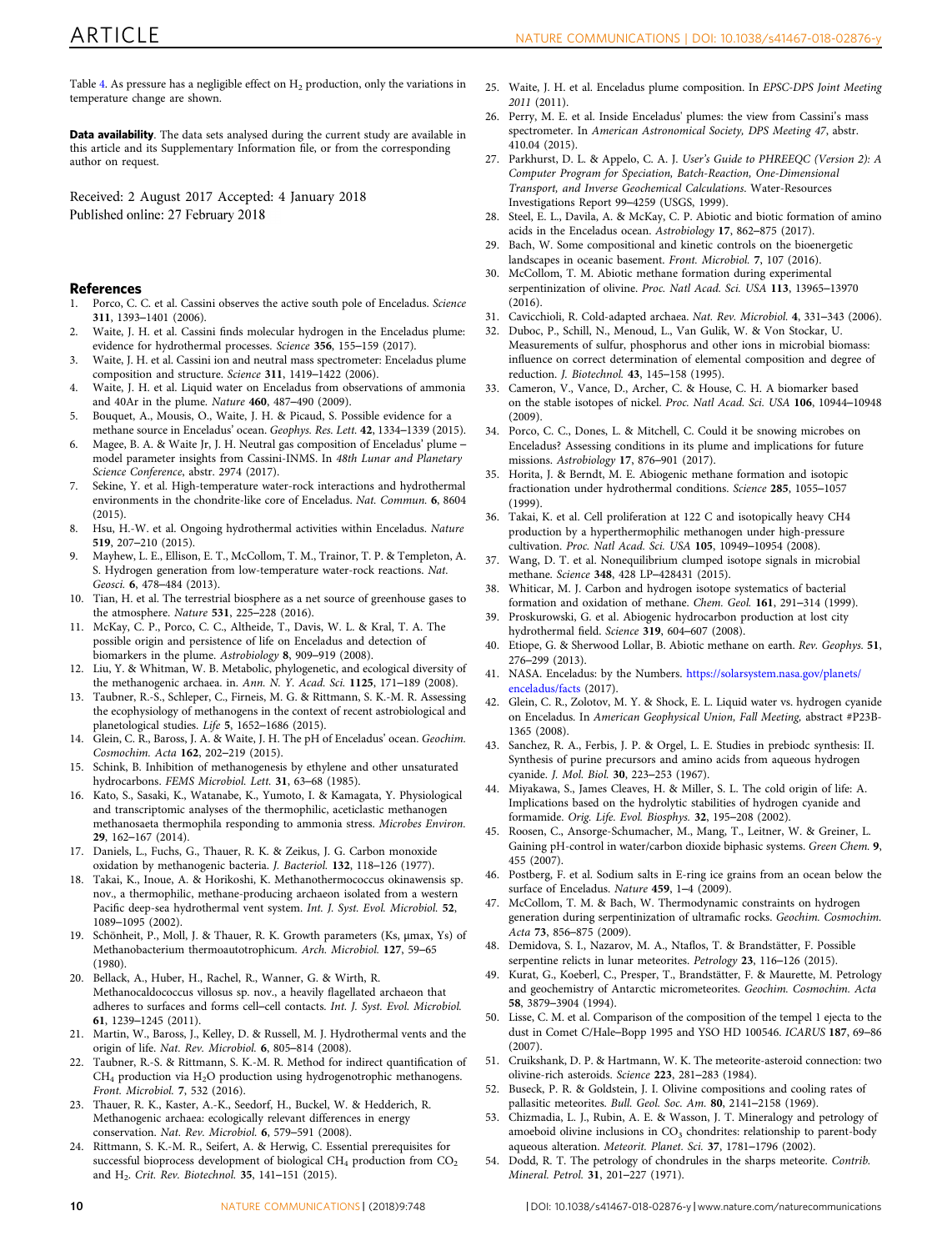Table 4. As pressure has a negligible effect on $H_2$ production, only the variations in temperature change are shown.

**Data availability**. The data sets analysed during the current study are available in this article and its Supplementary Information file, or from the corresponding author on request.

Received: 2 August 2017 Accepted: 4 January 2018
Published online: 27 February 2018

## References

1. Porco, C. C. et al. Cassini observes the active south pole of Enceladus. *Science* **311**, 1393–1401 (2006).
2. Waite, J. H. et al. Cassini finds molecular hydrogen in the Enceladus plume: evidence for hydrothermal processes. *Science* **356**, 155–159 (2017).
3. Waite, J. H. et al. Cassini ion and neutral mass spectrometer: Enceladus plume composition and structure. *Science* **311**, 1419–1422 (2006).
4. Waite, J. H. et al. Liquid water on Enceladus from observations of ammonia and 40Ar in the plume. *Nature* **460**, 487–490 (2009).
5. Bouquet, A., Mousis, O., Waite, J. H. & Picaud, S. Possible evidence for a methane source in Enceladus' ocean. *Geophys. Res. Lett.* **42**, 1334–1339 (2015).
6. Magee, B. A. & Waite Jr, J. H. Neutral gas composition of Enceladus' plume – model parameter insights from Cassini-INMS. In *48th Lunar and Planetary Science Conference*, abstr. 2974 (2017).
7. Sekine, Y. et al. High-temperature water-rock interactions and hydrothermal environments in the chondrite-like core of Enceladus. *Nat. Commun.* **6**, 8604 (2015).
8. Hsu, H.-W. et al. Ongoing hydrothermal activities within Enceladus. *Nature* **519**, 207–210 (2015).
9. Mayhew, L. E., Ellison, E. T., McCollom, T. M., Trainor, T. P. & Templeton, A. S. Hydrogen generation from low-temperature water-rock reactions. *Nat. Geosci.* **6**, 478–484 (2013).
10. Tian, H. et al. The terrestrial biosphere as a net source of greenhouse gases to the atmosphere. *Nature* **531**, 225–228 (2016).
11. McKay, C. P., Porco, C. C., Altheide, T., Davis, W. L. & Kral, T. A. The possible origin and persistence of life on Enceladus and detection of biomarkers in the plume. *Astrobiology* **8**, 909–919 (2008).
12. Liu, Y. & Whitman, W. B. Metabolic, phylogenetic, and ecological diversity of the methanogenic archaea. in. *Ann. N. Y. Acad. Sci.* **1125**, 171–189 (2008).
13. Taubner, R.-S., Schleper, C., Firneis, M. G. & Rittmann, S. K.-M. R. Assessing the ecophysiology of methanogens in the context of recent astrobiological and planetological studies. *Life* **5**, 1652–1686 (2015).
14. Glein, C. R., Baross, J. A. & Waite, J. H. The pH of Enceladus' ocean. *Geochim. Cosmochim. Acta* **162**, 202–219 (2015).
15. Schink, B. Inhibition of methanogenesis by ethylene and other unsaturated hydrocarbons. *FEMS Microbiol. Lett.* **31**, 63–68 (1985).
16. Kato, S., Sasaki, K., Watanabe, K., Yumoto, I. & Kamagata, Y. Physiological and transcriptomic analyses of the thermophilic, aceticlastic methanogen methanosaeta thermophila responding to ammonia stress. *Microbes Environ.* **29**, 162–167 (2014).
17. Daniels, L., Fuchs, G., Thauer, R. K. & Zeikus, J. G. Carbon monoxide oxidation by methanogenic bacteria. *J. Bacteriol.* **132**, 118–126 (1977).
18. Takai, K., Inoue, A. & Horikoshi, K. Methanothermococcus okinawensis sp. nov., a thermophilic, methane-producing archaeon isolated from a western Pacific deep-sea hydrothermal vent system. *Int. J. Syst. Evol. Microbiol.* **52**, 1089–1095 (2002).
19. Schönheit, P., Moll, J. & Thauer, R. K. Growth parameters (Ks, μmax, Ys) of Methanobacterium thermoautotrophicum. *Arch. Microbiol.* **127**, 59–65 (1980).
20. Bellack, A., Huber, H., Rachel, R., Wanner, G. & Wirth, R. Methanocaldococcus villosus sp. nov., a heavily flagellated archaeon that adheres to surfaces and forms cell–cell contacts. *Int. J. Syst. Evol. Microbiol.* **61**, 1239–1245 (2011).
21. Martin, W., Baross, J., Kelley, D. & Russell, M. J. Hydrothermal vents and the origin of life. *Nat. Rev. Microbiol.* **6**, 805–814 (2008).
22. Taubner, R.-S. & Rittmann, S. K.-M. R. Method for indirect quantification of $CH_4$ production via $H_2O$ production using hydrogenotrophic methanogens. *Front. Microbiol.* **7**, 532 (2016).
23. Thauer, R. K., Kaster, A.-K., Seedorf, H., Buckel, W. & Hedderich, R. Methanogenic archaea: ecologically relevant differences in energy conservation. *Nat. Rev. Microbiol.* **6**, 579–591 (2008).
24. Rittmann, S. K.-M. R., Seifert, A. & Herwig, C. Essential prerequisites for successful bioprocess development of biological $CH_4$ production from $CO_2$ and $H_2$. *Crit. Rev. Biotechnol.* **35**, 141–151 (2015).
25. Waite, J. H. et al. Enceladus plume composition. In *EPSC-DPS Joint Meeting 2011* (2011).
26. Perry, M. E. et al. Inside Enceladus' plumes: the view from Cassini's mass spectrometer. In *American Astronomical Society, DPS Meeting 47*, abstr. 410.04 (2015).
27. Parkhurst, D. L. & Appelo, C. A. J. *User's Guide to PHREEQC (Version 2): A Computer Program for Speciation, Batch-Reaction, One-Dimensional Transport, and Inverse Geochemical Calculations*. Water-Resources Investigations Report 99–4259 (USGS, 1999).
28. Steel, E. L., Davila, A. & McKay, C. P. Abiotic and biotic formation of amino acids in the Enceladus ocean. *Astrobiology* **17**, 862–875 (2017).
29. Bach, W. Some compositional and kinetic controls on the bioenergetic landscapes in oceanic basement. *Front. Microbiol.* **7**, 107 (2016).
30. McCollom, T. M. Abiotic methane formation during experimental serpentinization of olivine. *Proc. Natl Acad. Sci. USA* **113**, 13965–13970 (2016).
31. Cavicchioli, R. Cold-adapted archaea. *Nat. Rev. Microbiol.* **4**, 331–343 (2006).
32. Duboc, P., Schill, N., Menoud, L., Van Gulik, W. & Von Stockar, U. Measurements of sulfur, phosphorus and other ions in microbial biomass: influence on correct determination of elemental composition and degree of reduction. *J. Biotechnol.* **43**, 145–158 (1995).
33. Cameron, V., Vance, D., Archer, C. & House, C. H. A biomarker based on the stable isotopes of nickel. *Proc. Natl Acad. Sci. USA* **106**, 10944–10948 (2009).
34. Porco, C. C., Dones, L. & Mitchell, C. Could it be snowing microbes on Enceladus? Assessing conditions in its plume and implications for future missions. *Astrobiology* **17**, 876–901 (2017).
35. Horita, J. & Berndt, M. E. Abiogenic methane formation and isotopic fractionation under hydrothermal conditions. *Science* **285**, 1055–1057 (1999).
36. Takai, K. et al. Cell proliferation at 122 C and isotopically heavy CH4 production by a hyperthermophilic methanogen under high-pressure cultivation. *Proc. Natl Acad. Sci. USA* **105**, 10949–10954 (2008).
37. Wang, D. T. et al. Nonequilibrium clumped isotope signals in microbial methane. *Science* **348**, 428 LP–428431 (2015).
38. Whiticar, M. J. Carbon and hydrogen isotope systematics of bacterial formation and oxidation of methane. *Chem. Geol.* **161**, 291–314 (1999).
39. Proskurowski, G. et al. Abiogenic hydrocarbon production at lost city hydrothermal field. *Science* **319**, 604–607 (2008).
40. Etiope, G. & Sherwood Lollar, B. Abiotic methane on earth. *Rev. Geophys.* **51**, 276–299 (2013).
41. NASA. Enceladus: by the Numbers. https://solarsystem.nasa.gov/planets/enceladus/facts (2017).
42. Glein, C. R., Zolotov, M. Y. & Shock, E. L. Liquid water vs. hydrogen cyanide on Enceladus. In *American Geophysical Union, Fall Meeting,* abstract #P23B-1365 (2008).
43. Sanchez, R. A., Ferbis, J. P. & Orgel, L. E. Studies in prebiodc synthesis: II. Synthesis of purine precursors and amino acids from aqueous hydrogen cyanide. *J. Mol. Biol.* **30**, 223–253 (1967).
44. Miyakawa, S., James Cleaves, H. & Miller, S. L. The cold origin of life: A. Implications based on the hydrolytic stabilities of hydrogen cyanide and formamide. *Orig. Life. Evol. Biosphys.* **32**, 195–208 (2002).
45. Roosen, C., Ansorge-Schumacher, M., Mang, T., Leitner, W. & Greiner, L. Gaining pH-control in water/carbon dioxide biphasic systems. *Green Chem.* **9**, 455 (2007).
46. Postberg, F. et al. Sodium salts in E-ring ice grains from an ocean below the surface of Enceladus. *Nature* **459**, 1–4 (2009).
47. McCollom, T. M. & Bach, W. Thermodynamic constraints on hydrogen generation during serpentinization of ultramafic rocks. *Geochim. Cosmochim. Acta* **73**, 856–875 (2009).
48. Demidova, S. I., Nazarov, M. A., Ntaflos, T. & Brandstätter, F. Possible serpentine relicts in lunar meteorites. *Petrology* **23**, 116–126 (2015).
49. Kurat, G., Koeberl, C., Presper, T., Brandstätter, F. & Maurette, M. Petrology and geochemistry of Antarctic micrometeorites. *Geochim. Cosmochim. Acta* **58**, 3879–3904 (1994).
50. Lisse, C. M. et al. Comparison of the composition of the tempel 1 ejecta to the dust in Comet C/Hale–Bopp 1995 and YSO HD 100546. *ICARUS* **187**, 69–86 (2007).
51. Cruikshank, D. P. & Hartmann, W. K. The meteorite-asteroid connection: two olivine-rich asteroids. *Science* **223**, 281–283 (1984).
52. Buseck, P. R. & Goldstein, J. I. Olivine compositions and cooling rates of pallasitic meteorites. *Bull. Geol. Soc. Am.* **80**, 2141–2158 (1969).
53. Chizmadia, L. J., Rubin, A. E. & Wasson, J. T. Mineralogy and petrology of amoeboid olivine inclusions in $CO_3$ chondrites: relationship to parent-body aqueous alteration. *Meteorit. Planet. Sci.* **37**, 1781–1796 (2002).
54. Dodd, R. T. The petrology of chondrules in the sharps meteorite. *Contrib. Mineral. Petrol.* **31**, 201–227 (1971).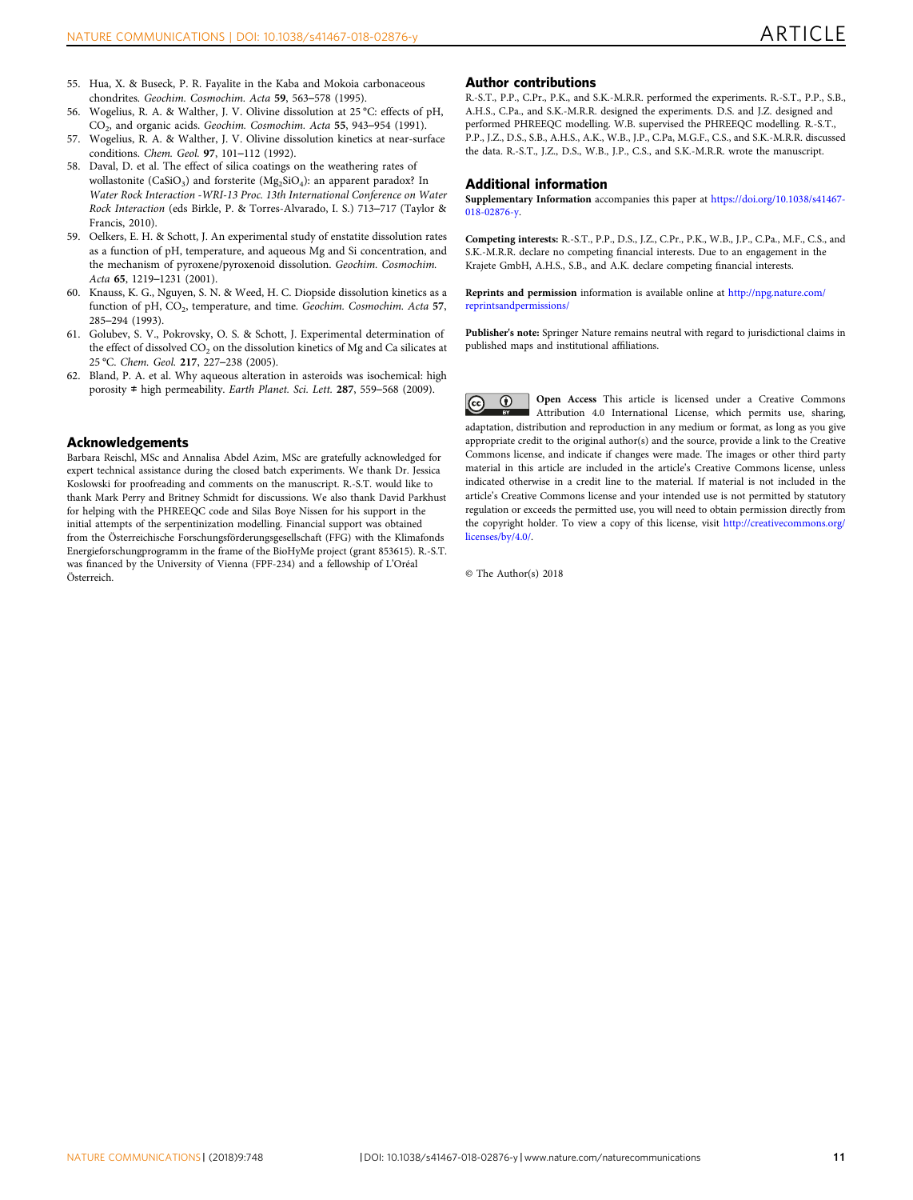55. Hua, X. & Buseck, P. R. Fayalite in the Kaba and Mokoia carbonaceous chondrites. *Geochim. Cosmochim. Acta* **59**, 563–578 (1995).
56. Wogelius, R. A. & Walther, J. V. Olivine dissolution at 25 °C: effects of pH, $CO_2$, and organic acids. *Geochim. Cosmochim. Acta* **55**, 943–954 (1991).
57. Wogelius, R. A. & Walther, J. V. Olivine dissolution kinetics at near-surface conditions. *Chem. Geol.* **97**, 101–112 (1992).
58. Daval, D. et al. The effect of silica coatings on the weathering rates of wollastonite ($CaSiO_3$) and forsterite ($Mg_2SiO_4$): an apparent paradox? In *Water Rock Interaction -WRI-13 Proc. 13th International Conference on Water Rock Interaction* (eds Birkle, P. & Torres-Alvarado, I. S.) 713–717 (Taylor & Francis, 2010).
59. Oelkers, E. H. & Schott, J. An experimental study of enstatite dissolution rates as a function of pH, temperature, and aqueous Mg and Si concentration, and the mechanism of pyroxene/pyroxenoid dissolution. *Geochim. Cosmochim. Acta* **65**, 1219–1231 (2001).
60. Knauss, K. G., Nguyen, S. N. & Weed, H. C. Diopside dissolution kinetics as a function of pH, $CO_2$, temperature, and time. *Geochim. Cosmochim. Acta* **57**, 285–294 (1993).
61. Golubev, S. V., Pokrovsky, O. S. & Schott, J. Experimental determination of the effect of dissolved $CO_2$ on the dissolution kinetics of Mg and Ca silicates at 25 °C. *Chem. Geol.* **217**, 227–238 (2005).
62. Bland, P. A. et al. Why aqueous alteration in asteroids was isochemical: high porosity ≠ high permeability. *Earth Planet. Sci. Lett.* **287**, 559–568 (2009).

## Acknowledgements

Barbara Reischl, MSc and Annalisa Abdel Azim, MSc are gratefully acknowledged for expert technical assistance during the closed batch experiments. We thank Dr. Jessica Koslowski for proofreading and comments on the manuscript. R.-S.T. would like to thank Mark Perry and Britney Schmidt for discussions. We also thank David Parkhust for helping with the PHREEQC code and Silas Boye Nissen for his support in the initial attempts of the serpentinization modelling. Financial support was obtained from the Österreichische Forschungsförderungsgesellschaft (FFG) with the Klimafonds Energieforschungsprogramm in the frame of the BioHyMe project (grant 853615). R.-S.T. was financed by the University of Vienna (FPF-234) and a fellowship of L'Oréal Österreich.

## Author contributions

R.-S.T., P.P., C.Pr., P.K., and S.K.-M.R.R. performed the experiments. R.-S.T., P.P., S.B., A.H.S., C.Pa., and S.K.-M.R.R. designed the experiments. D.S. and J.Z. designed and performed PHREEQC modelling. W.B. supervised the PHREEQC modelling. R.-S.T., P.P., J.Z., D.S., S.B., A.H.S., A.K., W.B., J.P., C.Pa, M.G.F., C.S., and S.K.-M.R.R. discussed the data. R.-S.T., J.Z., D.S., W.B., J.P., C.S., and S.K.-M.R.R. wrote the manuscript.

## Additional information

**Supplementary Information** accompanies this paper at https://doi.org/10.1038/s41467-018-02876-y.

**Competing interests:** R.-S.T., P.P., D.S., J.Z., C.Pr., P.K., W.B., J.P., C.Pa., M.F., C.S., and S.K.-M.R.R. declare no competing financial interests. Due to an engagement in the Krajete GmbH, A.H.S., S.B., and A.K. declare competing financial interests.

**Reprints and permission** information is available online at http://npg.nature.com/reprintsandpermissions/

**Publisher's note:** Springer Nature remains neutral with regard to jurisdictional claims in published maps and institutional affiliations.

**Open Access** This article is licensed under a Creative Commons Attribution 4.0 International License, which permits use, sharing, adaptation, distribution and reproduction in any medium or format, as long as you give appropriate credit to the original author(s) and the source, provide a link to the Creative Commons license, and indicate if changes were made. The images or other third party material in this article are included in the article's Creative Commons license, unless indicated otherwise in a credit line to the material. If material is not included in the article's Creative Commons license and your intended use is not permitted by statutory regulation or exceeds the permitted use, you will need to obtain permission directly from the copyright holder. To view a copy of this license, visit http://creativecommons.org/licenses/by/4.0/.

© The Author(s) 2018